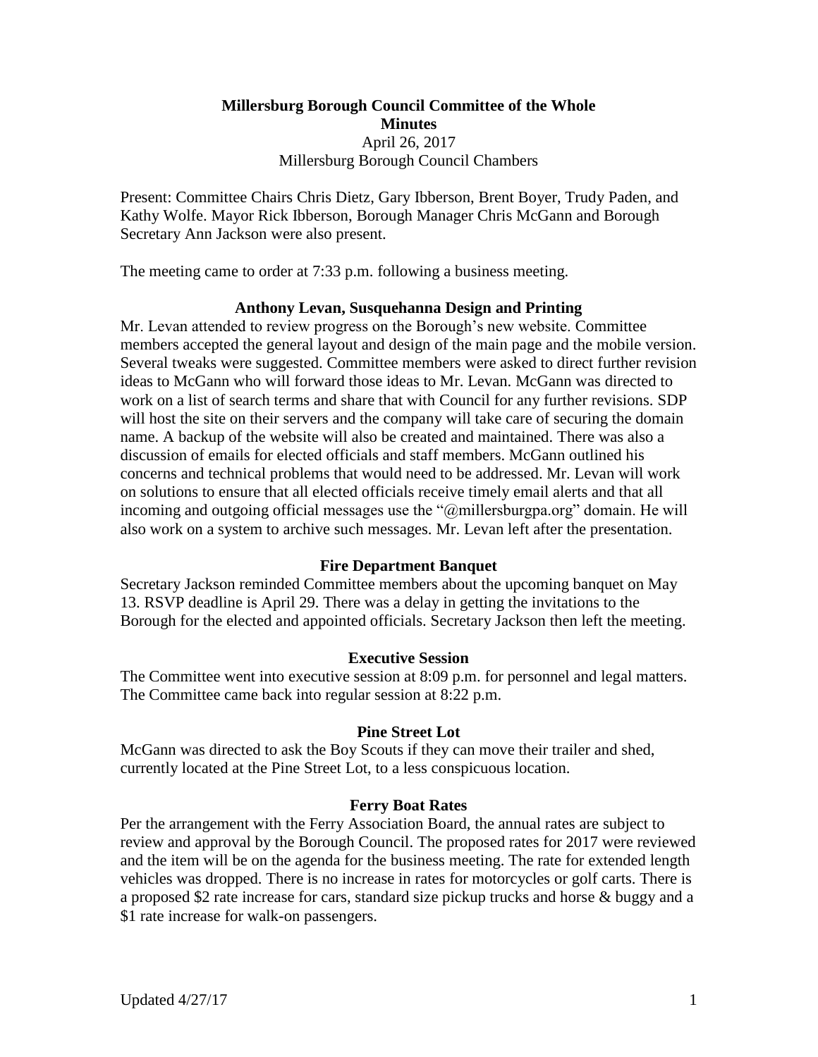# Millersburg Borough Council Committee of the Whole
## Minutes

April 26, 2017
Millersburg Borough Council Chambers

Present: Committee Chairs Chris Dietz, Gary Ibberson, Brent Boyer, Trudy Paden, and Kathy Wolfe. Mayor Rick Ibberson, Borough Manager Chris McGann and Borough Secretary Ann Jackson were also present.

The meeting came to order at 7:33 p.m. following a business meeting.

### Anthony Levan, Susquehanna Design and Printing

Mr. Levan attended to review progress on the Borough's new website. Committee members accepted the general layout and design of the main page and the mobile version. Several tweaks were suggested. Committee members were asked to direct further revision ideas to McGann who will forward those ideas to Mr. Levan. McGann was directed to work on a list of search terms and share that with Council for any further revisions. SDP will host the site on their servers and the company will take care of securing the domain name. A backup of the website will also be created and maintained. There was also a discussion of emails for elected officials and staff members. McGann outlined his concerns and technical problems that would need to be addressed. Mr. Levan will work on solutions to ensure that all elected officials receive timely email alerts and that all incoming and outgoing official messages use the "@millersburgpa.org" domain. He will also work on a system to archive such messages. Mr. Levan left after the presentation.

### Fire Department Banquet

Secretary Jackson reminded Committee members about the upcoming banquet on May 13. RSVP deadline is April 29. There was a delay in getting the invitations to the Borough for the elected and appointed officials. Secretary Jackson then left the meeting.

### Executive Session

The Committee went into executive session at 8:09 p.m. for personnel and legal matters. The Committee came back into regular session at 8:22 p.m.

### Pine Street Lot

McGann was directed to ask the Boy Scouts if they can move their trailer and shed, currently located at the Pine Street Lot, to a less conspicuous location.

### Ferry Boat Rates

Per the arrangement with the Ferry Association Board, the annual rates are subject to review and approval by the Borough Council. The proposed rates for 2017 were reviewed and the item will be on the agenda for the business meeting. The rate for extended length vehicles was dropped. There is no increase in rates for motorcycles or golf carts. There is a proposed $2 rate increase for cars, standard size pickup trucks and horse & buggy and a $1 rate increase for walk-on passengers.

Updated 4/27/17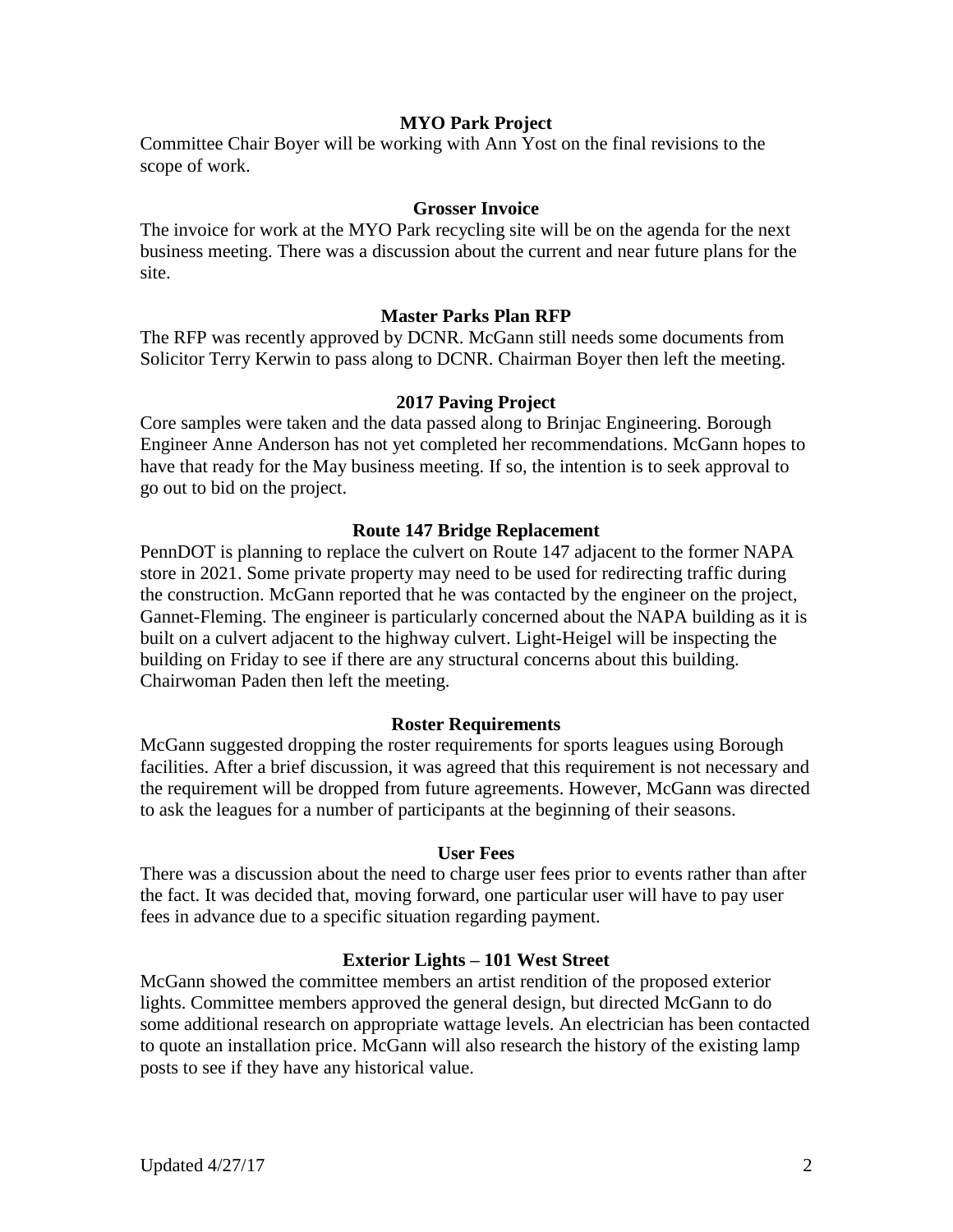### MYO Park Project

Committee Chair Boyer will be working with Ann Yost on the final revisions to the scope of work.

### Grosser Invoice

The invoice for work at the MYO Park recycling site will be on the agenda for the next business meeting. There was a discussion about the current and near future plans for the site.

### Master Parks Plan RFP

The RFP was recently approved by DCNR. McGann still needs some documents from Solicitor Terry Kerwin to pass along to DCNR. Chairman Boyer then left the meeting.

### 2017 Paving Project

Core samples were taken and the data passed along to Brinjac Engineering. Borough Engineer Anne Anderson has not yet completed her recommendations. McGann hopes to have that ready for the May business meeting. If so, the intention is to seek approval to go out to bid on the project.

### Route 147 Bridge Replacement

PennDOT is planning to replace the culvert on Route 147 adjacent to the former NAPA store in 2021. Some private property may need to be used for redirecting traffic during the construction. McGann reported that he was contacted by the engineer on the project, Gannet-Fleming. The engineer is particularly concerned about the NAPA building as it is built on a culvert adjacent to the highway culvert. Light-Heigel will be inspecting the building on Friday to see if there are any structural concerns about this building. Chairwoman Paden then left the meeting.

### Roster Requirements

McGann suggested dropping the roster requirements for sports leagues using Borough facilities. After a brief discussion, it was agreed that this requirement is not necessary and the requirement will be dropped from future agreements. However, McGann was directed to ask the leagues for a number of participants at the beginning of their seasons.

### User Fees

There was a discussion about the need to charge user fees prior to events rather than after the fact. It was decided that, moving forward, one particular user will have to pay user fees in advance due to a specific situation regarding payment.

### Exterior Lights – 101 West Street

McGann showed the committee members an artist rendition of the proposed exterior lights. Committee members approved the general design, but directed McGann to do some additional research on appropriate wattage levels. An electrician has been contacted to quote an installation price. McGann will also research the history of the existing lamp posts to see if they have any historical value.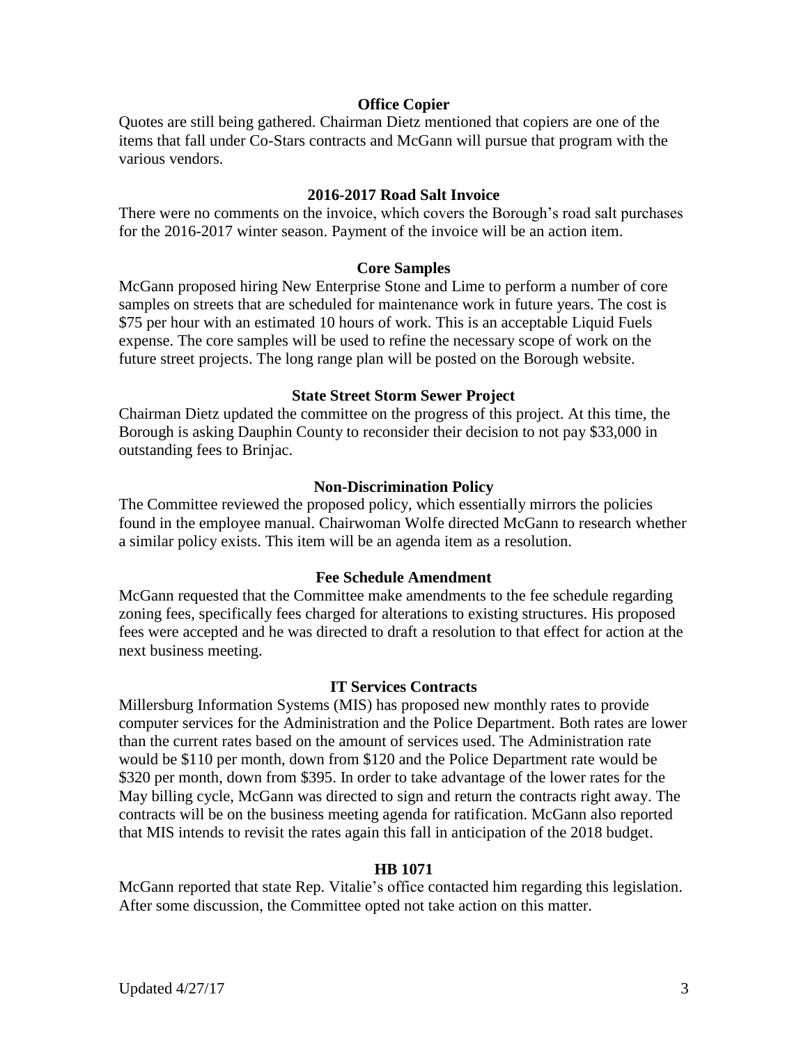**Office Copier**

Quotes are still being gathered. Chairman Dietz mentioned that copiers are one of the items that fall under Co-Stars contracts and McGann will pursue that program with the various vendors.

**2016-2017 Road Salt Invoice**

There were no comments on the invoice, which covers the Borough's road salt purchases for the 2016-2017 winter season. Payment of the invoice will be an action item.

**Core Samples**

McGann proposed hiring New Enterprise Stone and Lime to perform a number of core samples on streets that are scheduled for maintenance work in future years. The cost is $75 per hour with an estimated 10 hours of work. This is an acceptable Liquid Fuels expense. The core samples will be used to refine the necessary scope of work on the future street projects. The long range plan will be posted on the Borough website.

**State Street Storm Sewer Project**

Chairman Dietz updated the committee on the progress of this project. At this time, the Borough is asking Dauphin County to reconsider their decision to not pay $33,000 in outstanding fees to Brinjac.

**Non-Discrimination Policy**

The Committee reviewed the proposed policy, which essentially mirrors the policies found in the employee manual. Chairwoman Wolfe directed McGann to research whether a similar policy exists. This item will be an agenda item as a resolution.

**Fee Schedule Amendment**

McGann requested that the Committee make amendments to the fee schedule regarding zoning fees, specifically fees charged for alterations to existing structures. His proposed fees were accepted and he was directed to draft a resolution to that effect for action at the next business meeting.

**IT Services Contracts**

Millersburg Information Systems (MIS) has proposed new monthly rates to provide computer services for the Administration and the Police Department. Both rates are lower than the current rates based on the amount of services used. The Administration rate would be $110 per month, down from $120 and the Police Department rate would be $320 per month, down from $395. In order to take advantage of the lower rates for the May billing cycle, McGann was directed to sign and return the contracts right away. The contracts will be on the business meeting agenda for ratification. McGann also reported that MIS intends to revisit the rates again this fall in anticipation of the 2018 budget.

**HB 1071**

McGann reported that state Rep. Vitalie's office contacted him regarding this legislation. After some discussion, the Committee opted not take action on this matter.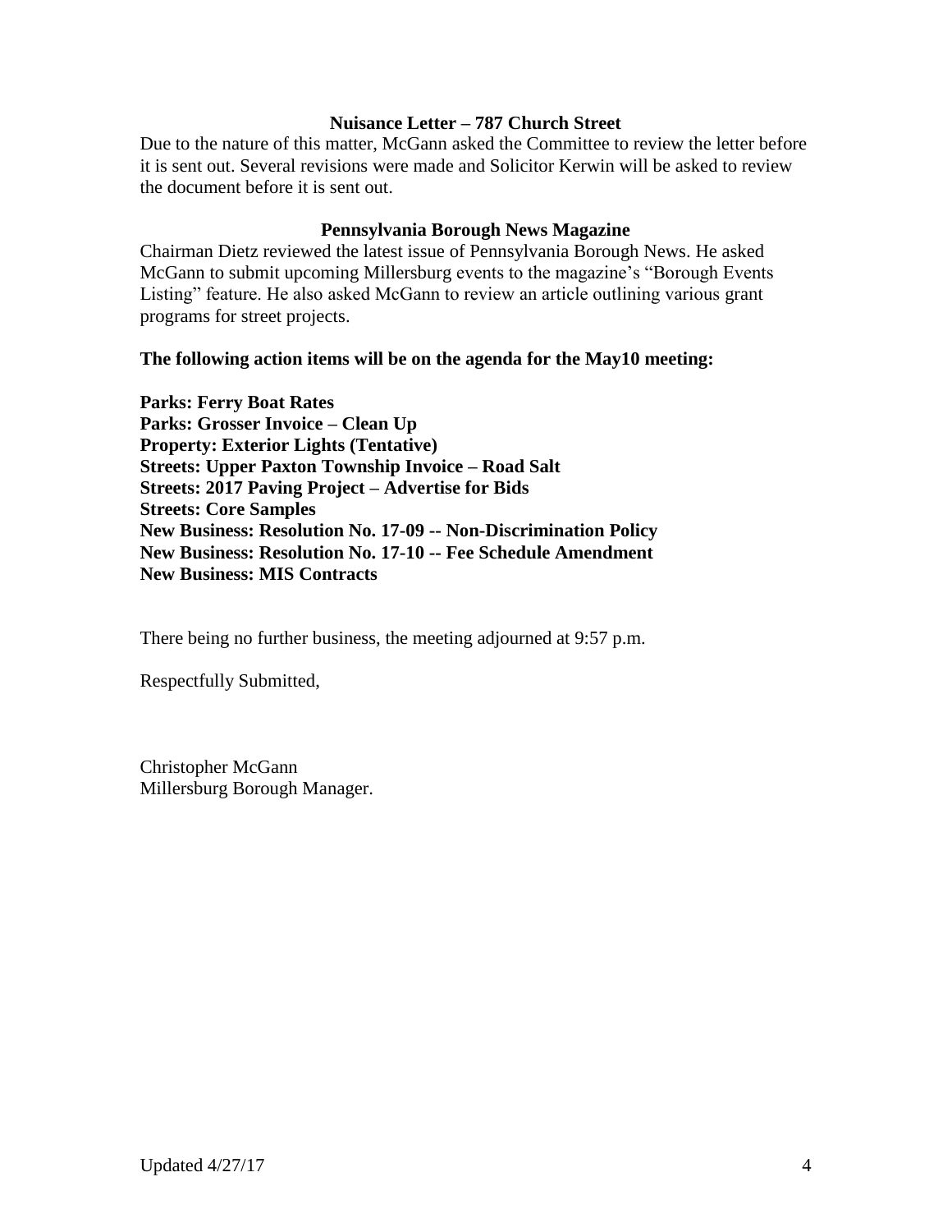### Nuisance Letter – 787 Church Street

Due to the nature of this matter, McGann asked the Committee to review the letter before it is sent out. Several revisions were made and Solicitor Kerwin will be asked to review the document before it is sent out.

### Pennsylvania Borough News Magazine

Chairman Dietz reviewed the latest issue of Pennsylvania Borough News. He asked McGann to submit upcoming Millersburg events to the magazine's "Borough Events Listing" feature. He also asked McGann to review an article outlining various grant programs for street projects.

**The following action items will be on the agenda for the May10 meeting:**

**Parks: Ferry Boat Rates**
**Parks: Grosser Invoice – Clean Up**
**Property: Exterior Lights (Tentative)**
**Streets: Upper Paxton Township Invoice – Road Salt**
**Streets: 2017 Paving Project – Advertise for Bids**
**Streets: Core Samples**
**New Business: Resolution No. 17-09 -- Non-Discrimination Policy**
**New Business: Resolution No. 17-10 -- Fee Schedule Amendment**
**New Business: MIS Contracts**

There being no further business, the meeting adjourned at 9:57 p.m.

Respectfully Submitted,

Christopher McGann
Millersburg Borough Manager.

Updated 4/27/17